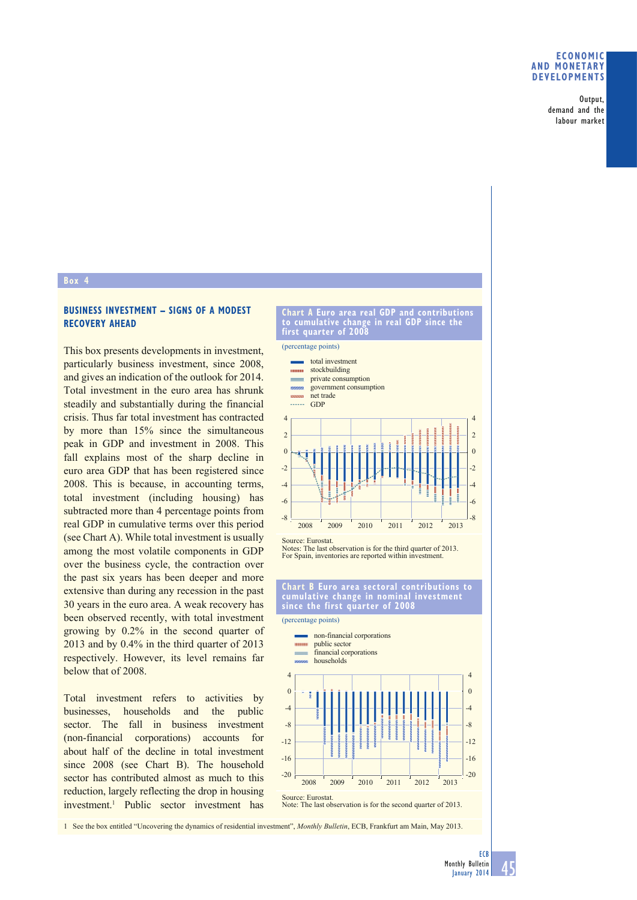## Box 4

### BUSINESS INVESTMENT – SIGNS OF A MODEST RECOVERY AHEAD

This box presents developments in investment, particularly business investment, since 2008, and gives an indication of the outlook for 2014. Total investment in the euro area has shrunk steadily and substantially during the financial crisis. Thus far total investment has contracted by more than 15% since the simultaneous peak in GDP and investment in 2008. This fall explains most of the sharp decline in euro area GDP that has been registered since 2008. This is because, in accounting terms, total investment (including housing) has subtracted more than 4 percentage points from real GDP in cumulative terms over this period (see Chart A). While total investment is usually among the most volatile components in GDP over the business cycle, the contraction over the past six years has been deeper and more extensive than during any recession in the past 30 years in the euro area. A weak recovery has been observed recently, with total investment growing by 0.2% in the second quarter of 2013 and by 0.4% in the third quarter of 2013 respectively. However, its level remains far below that of 2008.

Total investment refers to activities by businesses, households and the public sector. The fall in business investment (non-financial corporations) accounts for about half of the decline in total investment since 2008 (see Chart B). The household sector has contributed almost as much to this reduction, largely reflecting the drop in housing investment.[1] Public sector investment has

**Chart A Euro area real GDP and contributions to cumulative change in real GDP since the first quarter of 2008**

(percentage points)

Legend: total investment; stockbuilding; private consumption; government consumption; net trade; GDP

Source: Eurostat.
Notes: The last observation is for the third quarter of 2013. For Spain, inventories are reported within investment.

**Chart B Euro area sectoral contributions to cumulative change in nominal investment since the first quarter of 2008**

(percentage points)

Legend: non-financial corporations; public sector; financial corporations; households

Source: Eurostat.
Note: The last observation is for the second quarter of 2013.

1 See the box entitled "Uncovering the dynamics of residential investment", *Monthly Bulletin*, ECB, Frankfurt am Main, May 2013.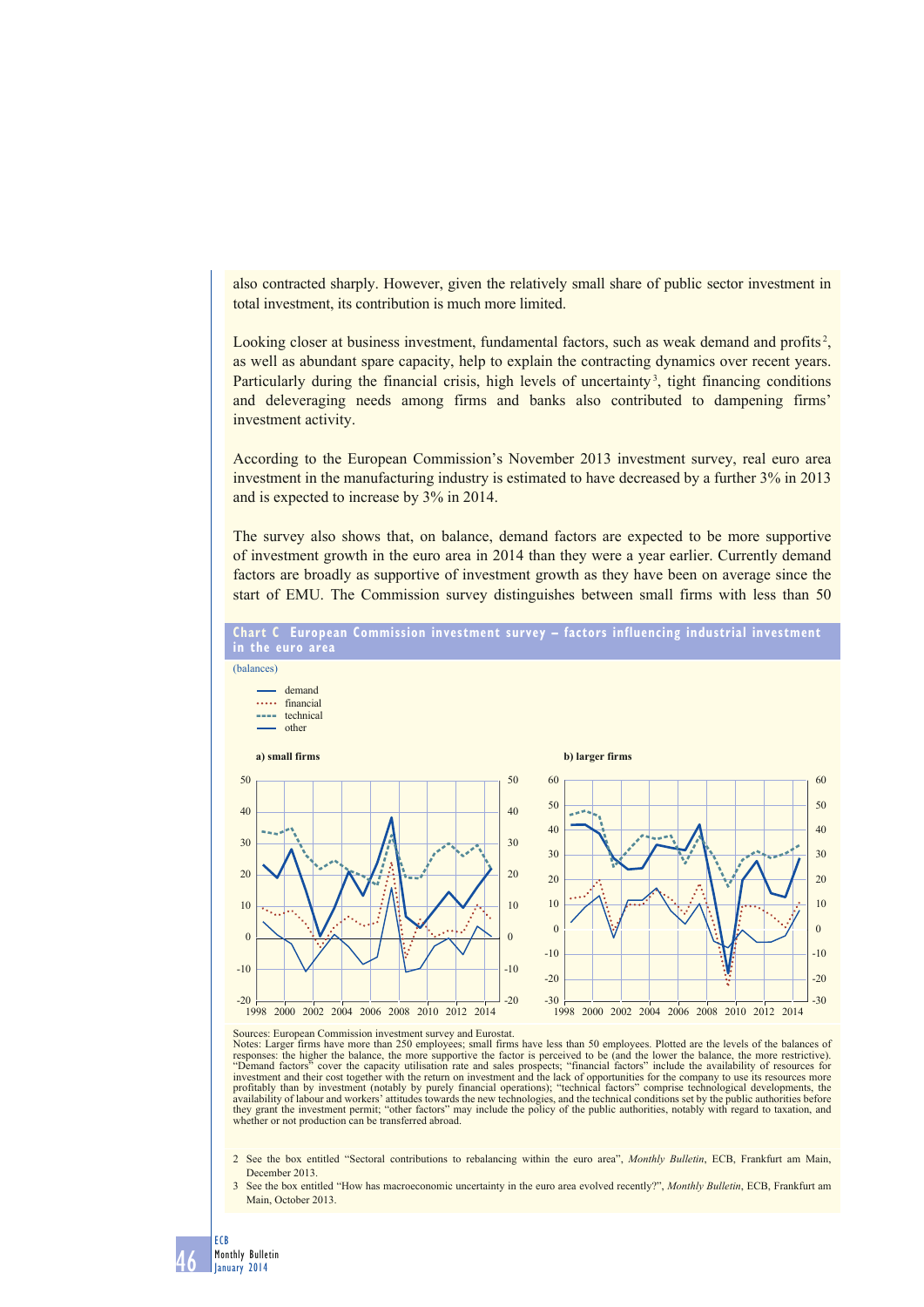also contracted sharply. However, given the relatively small share of public sector investment in total investment, its contribution is much more limited.

Looking closer at business investment, fundamental factors, such as weak demand and profits[2], as well as abundant spare capacity, help to explain the contracting dynamics over recent years. Particularly during the financial crisis, high levels of uncertainty[3], tight financing conditions and deleveraging needs among firms and banks also contributed to dampening firms' investment activity.

According to the European Commission's November 2013 investment survey, real euro area investment in the manufacturing industry is estimated to have decreased by a further 3% in 2013 and is expected to increase by 3% in 2014.

The survey also shows that, on balance, demand factors are expected to be more supportive of investment growth in the euro area in 2014 than they were a year earlier. Currently demand factors are broadly as supportive of investment growth as they have been on average since the start of EMU. The Commission survey distinguishes between small firms with less than 50

**Chart C European Commission investment survey – factors influencing industrial investment in the euro area**

(balances)

- demand
- financial
- technical
- other

a) small firms

b) larger firms

Sources: European Commission investment survey and Eurostat.
Notes: Larger firms have more than 250 employees; small firms have less than 50 employees. Plotted are the levels of the balances of responses: the higher the balance, the more supportive the factor is perceived to be (and the lower the balance, the more restrictive). "Demand factors" cover the capacity utilisation rate and sales prospects; "financial factors" include the availability of resources for investment and their cost together with the return on investment and the lack of opportunities for the company to use its resources more profitably than by investment (notably by purely financial operations); "technical factors" comprise technological developments, the availability of labour and workers' attitudes towards the new technologies, and the technical conditions set by the public authorities before they grant the investment permit; "other factors" may include the policy of the public authorities, notably with regard to taxation, and whether or not production can be transferred abroad.

2 See the box entitled "Sectoral contributions to rebalancing within the euro area", *Monthly Bulletin*, ECB, Frankfurt am Main, December 2013.

3 See the box entitled "How has macroeconomic uncertainty in the euro area evolved recently?", *Monthly Bulletin*, ECB, Frankfurt am Main, October 2013.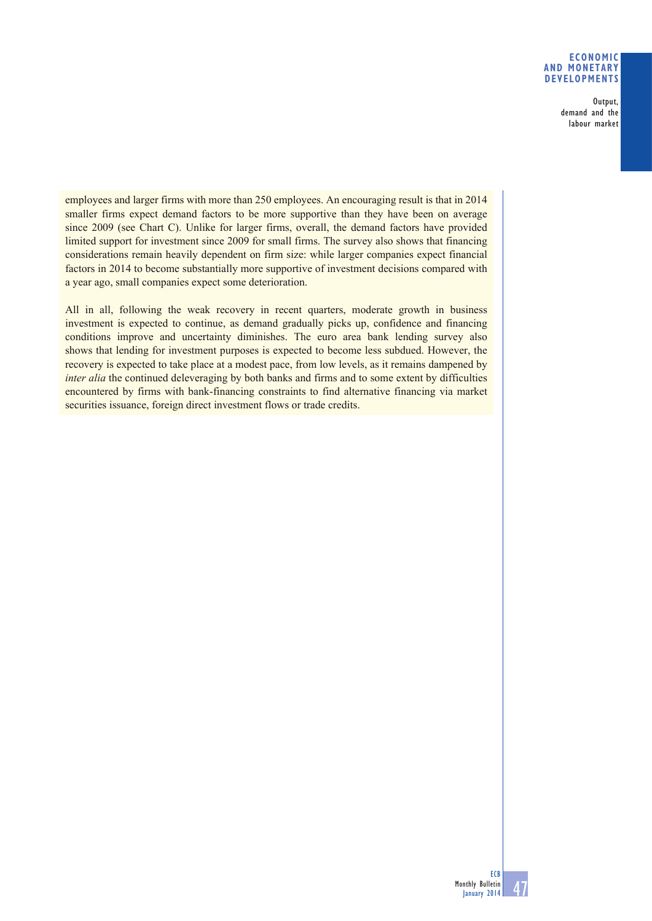employees and larger firms with more than 250 employees. An encouraging result is that in 2014 smaller firms expect demand factors to be more supportive than they have been on average since 2009 (see Chart C). Unlike for larger firms, overall, the demand factors have provided limited support for investment since 2009 for small firms. The survey also shows that financing considerations remain heavily dependent on firm size: while larger companies expect financial factors in 2014 to become substantially more supportive of investment decisions compared with a year ago, small companies expect some deterioration.

All in all, following the weak recovery in recent quarters, moderate growth in business investment is expected to continue, as demand gradually picks up, confidence and financing conditions improve and uncertainty diminishes. The euro area bank lending survey also shows that lending for investment purposes is expected to become less subdued. However, the recovery is expected to take place at a modest pace, from low levels, as it remains dampened by *inter alia* the continued deleveraging by both banks and firms and to some extent by difficulties encountered by firms with bank-financing constraints to find alternative financing via market securities issuance, foreign direct investment flows or trade credits.